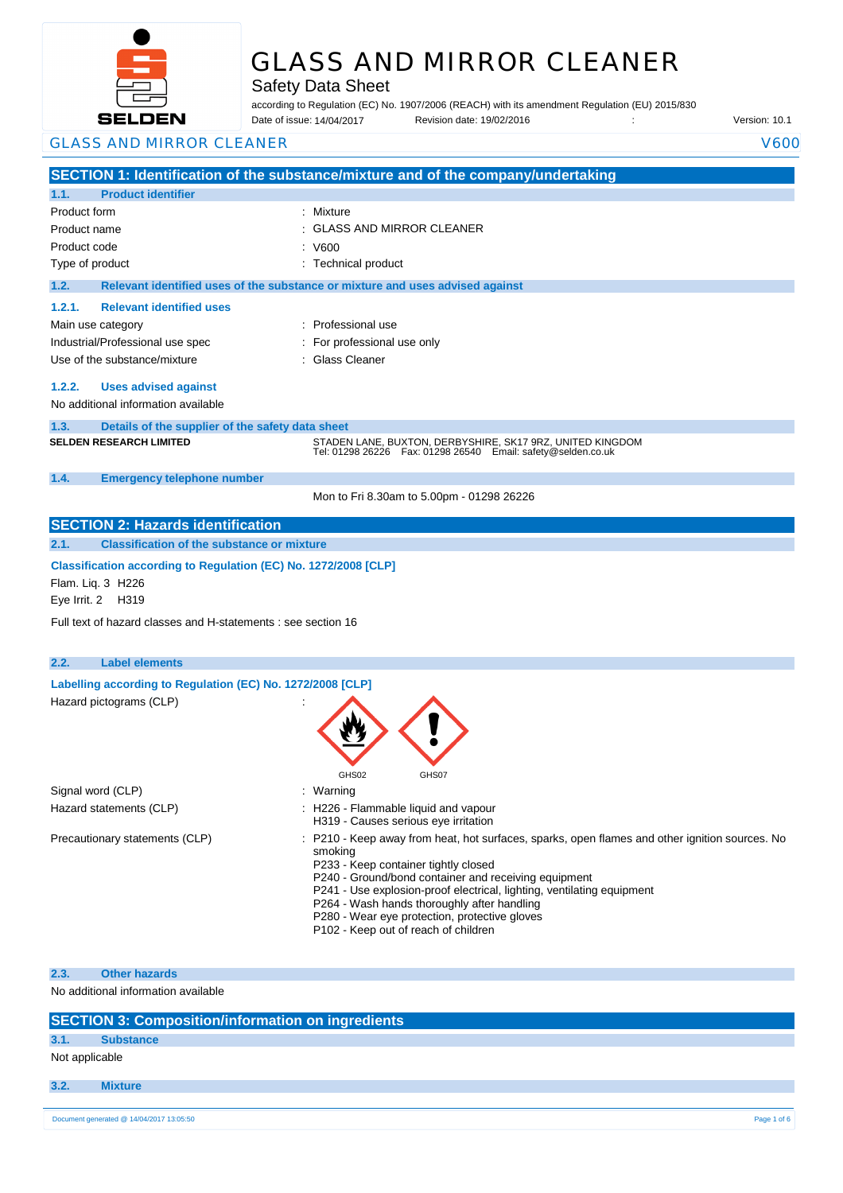# GLASS AND MIRROR CLEANER

Safety Data Sheet

according to Regulation (EC) No. 1907/2006 (REACH) with its amendment Regulation (EU) 2015/830

Date of issue: 14/04/2017 Revision date: 19/02/2016 : Version: 10.1

GLASS AND MIRROR CLEANER V600

## SECTION 1: Identification of the substance/mixture and of the company/undertaking

### 1.1. Product identifier

| | |
|---|---|
| Product form | : Mixture |
| Product name | : GLASS AND MIRROR CLEANER |
| Product code | : V600 |
| Type of product | : Technical product |

### 1.2. Relevant identified uses of the substance or mixture and uses advised against

#### 1.2.1. Relevant identified uses

| | |
|---|---|
| Main use category | : Professional use |
| Industrial/Professional use spec | : For professional use only |
| Use of the substance/mixture | : Glass Cleaner |

#### 1.2.2. Uses advised against

No additional information available

### 1.3. Details of the supplier of the safety data sheet

**SELDEN RESEARCH LIMITED**

STADEN LANE, BUXTON, DERBYSHIRE, SK17 9RZ, UNITED KINGDOM
Tel: 01298 26226 Fax: 01298 26540 Email: safety@selden.co.uk

### 1.4. Emergency telephone number

Mon to Fri 8.30am to 5.00pm - 01298 26226

## SECTION 2: Hazards identification

### 2.1. Classification of the substance or mixture

**Classification according to Regulation (EC) No. 1272/2008 [CLP]**

Flam. Liq. 3 H226
Eye Irrit. 2 H319

Full text of hazard classes and H-statements : see section 16

### 2.2. Label elements

**Labelling according to Regulation (EC) No. 1272/2008 [CLP]**

Hazard pictograms (CLP) :

GHS02 GHS07

Signal word (CLP) : Warning

Hazard statements (CLP) :
- H226 - Flammable liquid and vapour
- H319 - Causes serious eye irritation

Precautionary statements (CLP) :
- P210 - Keep away from heat, hot surfaces, sparks, open flames and other ignition sources. No smoking
- P233 - Keep container tightly closed
- P240 - Ground/bond container and receiving equipment
- P241 - Use explosion-proof electrical, lighting, ventilating equipment
- P264 - Wash hands thoroughly after handling
- P280 - Wear eye protection, protective gloves
- P102 - Keep out of reach of children

### 2.3. Other hazards

No additional information available

## SECTION 3: Composition/information on ingredients

### 3.1. Substance

Not applicable

### 3.2. Mixture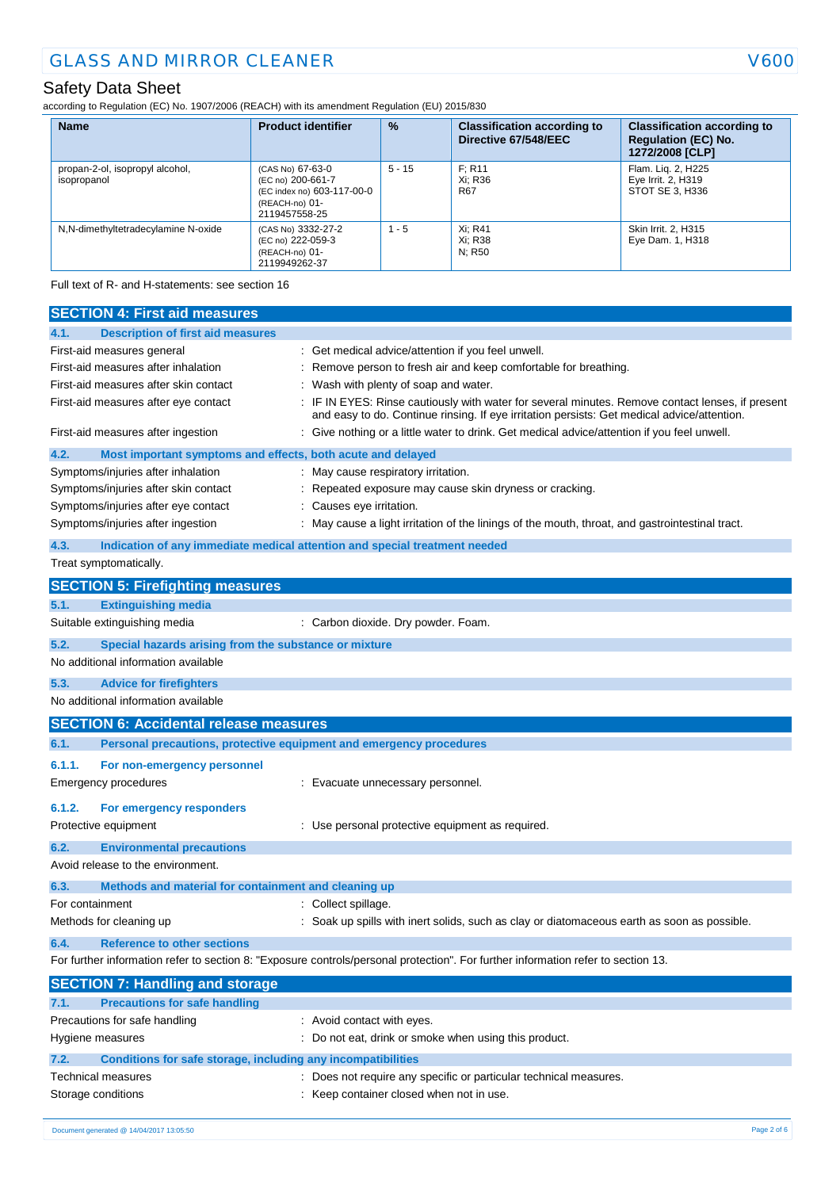| Name | Product identifier | % | Classification according to Directive 67/548/EEC | Classification according to Regulation (EC) No. 1272/2008 [CLP] |
|---|---|---|---|---|
| propan-2-ol, isopropyl alcohol, isopropanol | (CAS No) 67-63-0<br>(EC no) 200-661-7<br>(EC index no) 603-117-00-0<br>(REACH-no) 01-2119457558-25 | 5 - 15 | F; R11<br>Xi; R36<br>R67 | Flam. Liq. 2, H225<br>Eye Irrit. 2, H319<br>STOT SE 3, H336 |
| N,N-dimethyltetradecylamine N-oxide | (CAS No) 3332-27-2<br>(EC no) 222-059-3<br>(REACH-no) 01-2119949262-37 | 1 - 5 | Xi; R41<br>Xi; R38<br>N; R50 | Skin Irrit. 2, H315<br>Eye Dam. 1, H318 |

Full text of R- and H-statements: see section 16

## SECTION 4: First aid measures

### 4.1. Description of first aid measures

First-aid measures general : Get medical advice/attention if you feel unwell.

First-aid measures after inhalation : Remove person to fresh air and keep comfortable for breathing.

First-aid measures after skin contact : Wash with plenty of soap and water.

First-aid measures after eye contact : IF IN EYES: Rinse cautiously with water for several minutes. Remove contact lenses, if present and easy to do. Continue rinsing. If eye irritation persists: Get medical advice/attention.

First-aid measures after ingestion : Give nothing or a little water to drink. Get medical advice/attention if you feel unwell.

### 4.2. Most important symptoms and effects, both acute and delayed

Symptoms/injuries after inhalation : May cause respiratory irritation.

Symptoms/injuries after skin contact : Repeated exposure may cause skin dryness or cracking.

Symptoms/injuries after eye contact : Causes eye irritation.

Symptoms/injuries after ingestion : May cause a light irritation of the linings of the mouth, throat, and gastrointestinal tract.

### 4.3. Indication of any immediate medical attention and special treatment needed

Treat symptomatically.

## SECTION 5: Firefighting measures

### 5.1. Extinguishing media

Suitable extinguishing media : Carbon dioxide. Dry powder. Foam.

### 5.2. Special hazards arising from the substance or mixture

No additional information available

### 5.3. Advice for firefighters

No additional information available

## SECTION 6: Accidental release measures

### 6.1. Personal precautions, protective equipment and emergency procedures

#### 6.1.1. For non-emergency personnel

Emergency procedures : Evacuate unnecessary personnel.

#### 6.1.2. For emergency responders

Protective equipment : Use personal protective equipment as required.

### 6.2. Environmental precautions

Avoid release to the environment.

### 6.3. Methods and material for containment and cleaning up

For containment : Collect spillage.

Methods for cleaning up : Soak up spills with inert solids, such as clay or diatomaceous earth as soon as possible.

### 6.4. Reference to other sections

For further information refer to section 8: "Exposure controls/personal protection". For further information refer to section 13.

## SECTION 7: Handling and storage

### 7.1. Precautions for safe handling

Precautions for safe handling : Avoid contact with eyes.

Hygiene measures : Do not eat, drink or smoke when using this product.

### 7.2. Conditions for safe storage, including any incompatibilities

Technical measures : Does not require any specific or particular technical measures.

Storage conditions : Keep container closed when not in use.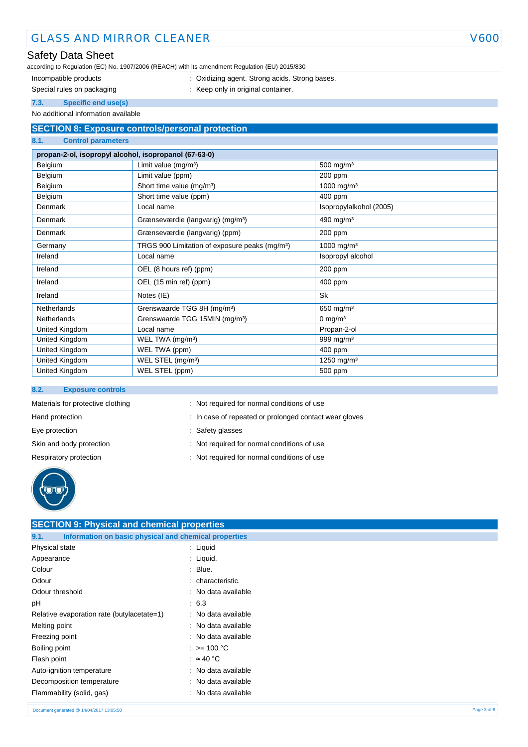| | | |
|---|---|---|
| Incompatible products | : | Oxidizing agent. Strong acids. Strong bases. |
| Special rules on packaging | : | Keep only in original container. |

### 7.3. Specific end use(s)

No additional information available

## SECTION 8: Exposure controls/personal protection

### 8.1. Control parameters

| propan-2-ol, isopropyl alcohol, isopropanol (67-63-0) | | |
|---|---|---|
| Belgium | Limit value (mg/m³) | 500 mg/m³ |
| Belgium | Limit value (ppm) | 200 ppm |
| Belgium | Short time value (mg/m³) | 1000 mg/m³ |
| Belgium | Short time value (ppm) | 400 ppm |
| Denmark | Local name | Isopropylalkohol (2005) |
| Denmark | Grænseværdie (langvarig) (mg/m³) | 490 mg/m³ |
| Denmark | Grænseværdie (langvarig) (ppm) | 200 ppm |
| Germany | TRGS 900 Limitation of exposure peaks (mg/m³) | 1000 mg/m³ |
| Ireland | Local name | Isopropyl alcohol |
| Ireland | OEL (8 hours ref) (ppm) | 200 ppm |
| Ireland | OEL (15 min ref) (ppm) | 400 ppm |
| Ireland | Notes (IE) | Sk |
| Netherlands | Grenswaarde TGG 8H (mg/m³) | 650 mg/m³ |
| Netherlands | Grenswaarde TGG 15MIN (mg/m³) | 0 mg/m³ |
| United Kingdom | Local name | Propan-2-ol |
| United Kingdom | WEL TWA (mg/m³) | 999 mg/m³ |
| United Kingdom | WEL TWA (ppm) | 400 ppm |
| United Kingdom | WEL STEL (mg/m³) | 1250 mg/m³ |
| United Kingdom | WEL STEL (ppm) | 500 ppm |

### 8.2. Exposure controls

| | | |
|---|---|---|
| Materials for protective clothing | : | Not required for normal conditions of use |
| Hand protection | : | In case of repeated or prolonged contact wear gloves |
| Eye protection | : | Safety glasses |
| Skin and body protection | : | Not required for normal conditions of use |
| Respiratory protection | : | Not required for normal conditions of use |

## SECTION 9: Physical and chemical properties

### 9.1. Information on basic physical and chemical properties

| | | |
|---|---|---|
| Physical state | : | Liquid |
| Appearance | : | Liquid. |
| Colour | : | Blue. |
| Odour | : | characteristic. |
| Odour threshold | : | No data available |
| pH | : | 6.3 |
| Relative evaporation rate (butylacetate=1) | : | No data available |
| Melting point | : | No data available |
| Freezing point | : | No data available |
| Boiling point | : | >= 100 °C |
| Flash point | : | ≈ 40 °C |
| Auto-ignition temperature | : | No data available |
| Decomposition temperature | : | No data available |
| Flammability (solid, gas) | : | No data available |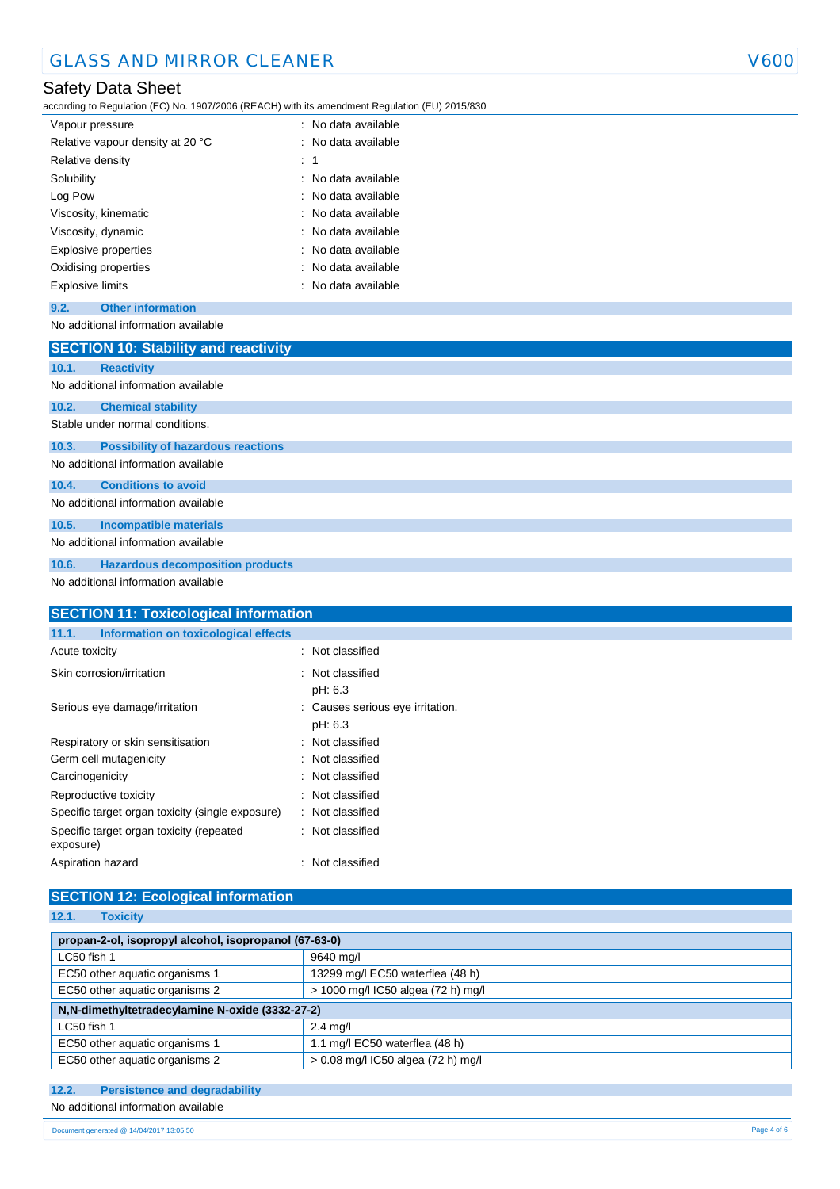| | |
|---|---|
| Vapour pressure | : No data available |
| Relative vapour density at 20 °C | : No data available |
| Relative density | : 1 |
| Solubility | : No data available |
| Log Pow | : No data available |
| Viscosity, kinematic | : No data available |
| Viscosity, dynamic | : No data available |
| Explosive properties | : No data available |
| Oxidising properties | : No data available |
| Explosive limits | : No data available |

### 9.2. Other information

No additional information available

## SECTION 10: Stability and reactivity

### 10.1. Reactivity

No additional information available

### 10.2. Chemical stability

Stable under normal conditions.

### 10.3. Possibility of hazardous reactions

No additional information available

### 10.4. Conditions to avoid

No additional information available

### 10.5. Incompatible materials

No additional information available

### 10.6. Hazardous decomposition products

No additional information available

## SECTION 11: Toxicological information

### 11.1. Information on toxicological effects

| | |
|---|---|
| Acute toxicity | : Not classified |
| Skin corrosion/irritation | : Not classified<br>pH: 6.3 |
| Serious eye damage/irritation | : Causes serious eye irritation.<br>pH: 6.3 |
| Respiratory or skin sensitisation | : Not classified |
| Germ cell mutagenicity | : Not classified |
| Carcinogenicity | : Not classified |
| Reproductive toxicity | : Not classified |
| Specific target organ toxicity (single exposure) | : Not classified |
| Specific target organ toxicity (repeated exposure) | : Not classified |
| Aspiration hazard | : Not classified |

## SECTION 12: Ecological information

### 12.1. Toxicity

| **propan-2-ol, isopropyl alcohol, isopropanol (67-63-0)** | |
|---|---|
| LC50 fish 1 | 9640 mg/l |
| EC50 other aquatic organisms 1 | 13299 mg/l EC50 waterflea (48 h) |
| EC50 other aquatic organisms 2 | > 1000 mg/l IC50 algea (72 h) mg/l |

| **N,N-dimethyltetradecylamine N-oxide (3332-27-2)** | |
|---|---|
| LC50 fish 1 | 2.4 mg/l |
| EC50 other aquatic organisms 1 | 1.1 mg/l EC50 waterflea (48 h) |
| EC50 other aquatic organisms 2 | > 0.08 mg/l IC50 algea (72 h) mg/l |

### 12.2. Persistence and degradability

No additional information available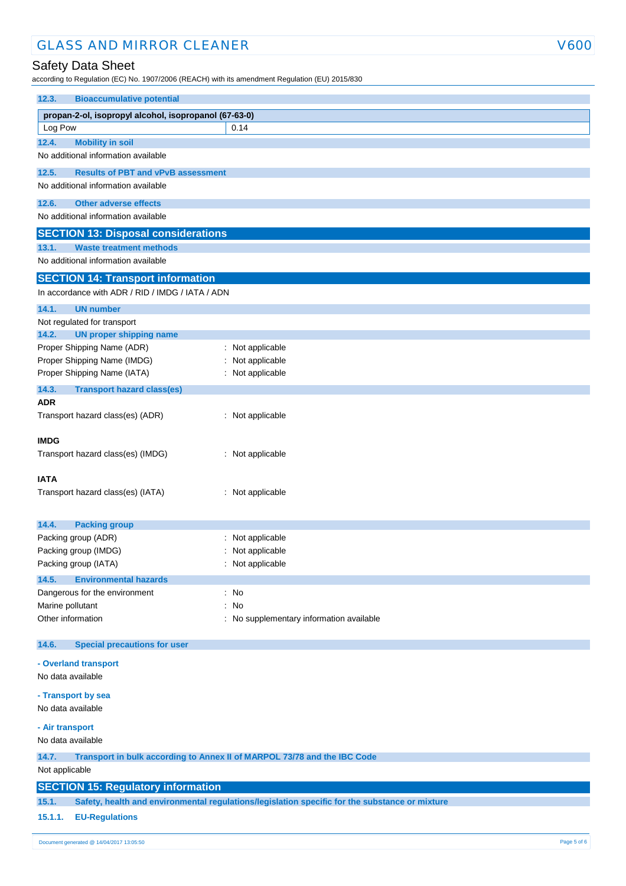### 12.3. Bioaccumulative potential

| propan-2-ol, isopropyl alcohol, isopropanol (67-63-0) | |
|---|---|
| Log Pow | 0.14 |

### 12.4. Mobility in soil

No additional information available

### 12.5. Results of PBT and vPvB assessment

No additional information available

### 12.6. Other adverse effects

No additional information available

## SECTION 13: Disposal considerations

### 13.1. Waste treatment methods

No additional information available

## SECTION 14: Transport information

In accordance with ADR / RID / IMDG / IATA / ADN

### 14.1. UN number

Not regulated for transport

### 14.2. UN proper shipping name

Proper Shipping Name (ADR) : Not applicable
Proper Shipping Name (IMDG) : Not applicable
Proper Shipping Name (IATA) : Not applicable

### 14.3. Transport hazard class(es)

**ADR**

Transport hazard class(es) (ADR) : Not applicable

**IMDG**

Transport hazard class(es) (IMDG) : Not applicable

**IATA**

Transport hazard class(es) (IATA) : Not applicable

### 14.4. Packing group

Packing group (ADR) : Not applicable
Packing group (IMDG) : Not applicable
Packing group (IATA) : Not applicable

### 14.5. Environmental hazards

Dangerous for the environment : No
Marine pollutant : No
Other information : No supplementary information available

### 14.6. Special precautions for user

**- Overland transport**

No data available

**- Transport by sea**

No data available

**- Air transport**

No data available

### 14.7. Transport in bulk according to Annex II of MARPOL 73/78 and the IBC Code

Not applicable

## SECTION 15: Regulatory information

### 15.1. Safety, health and environmental regulations/legislation specific for the substance or mixture

#### 15.1.1. EU-Regulations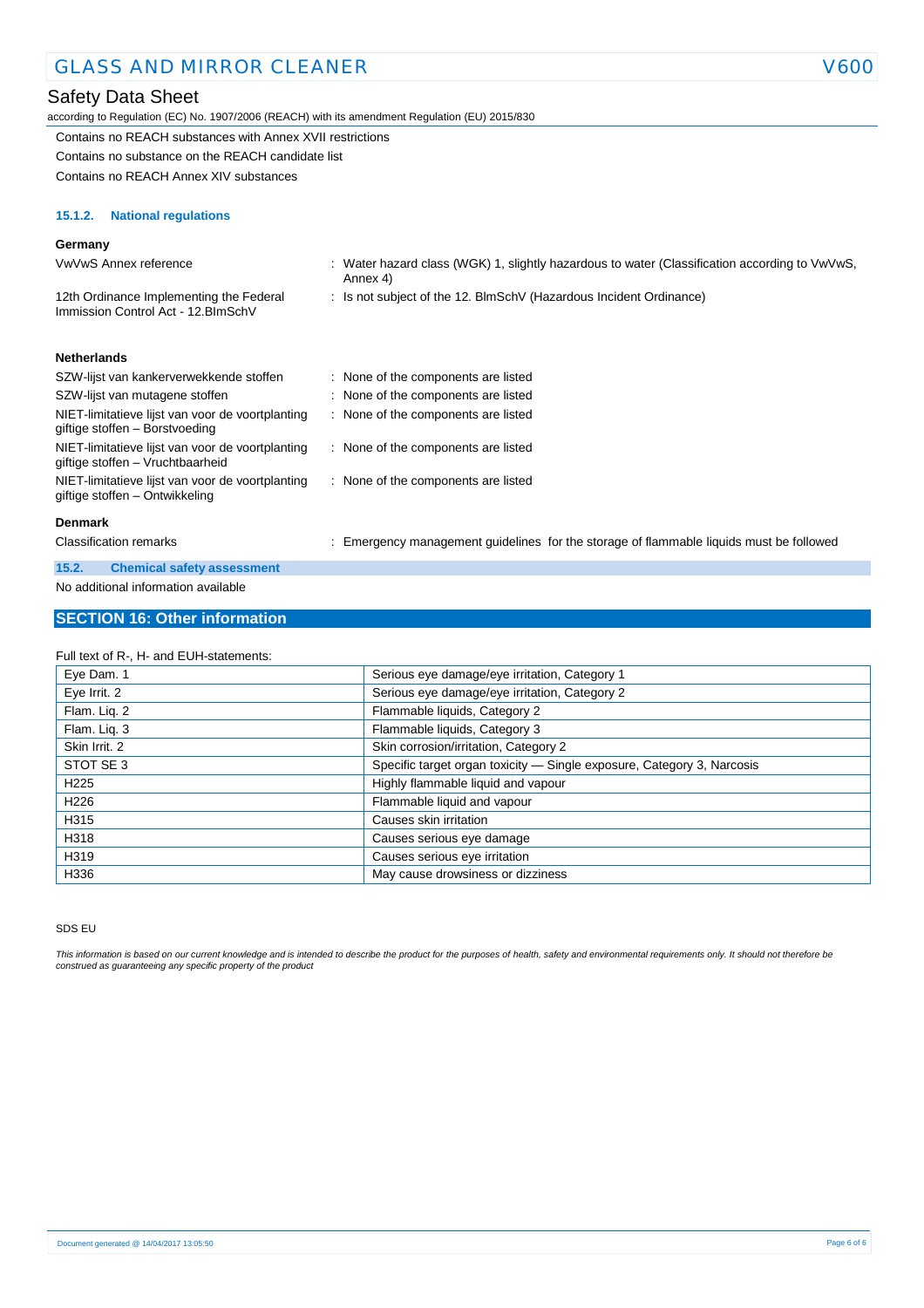Contains no REACH substances with Annex XVII restrictions

Contains no substance on the REACH candidate list

Contains no REACH Annex XIV substances

#### 15.1.2. National regulations

**Germany**

| | |
|---|---|
| VwVwS Annex reference | : Water hazard class (WGK) 1, slightly hazardous to water (Classification according to VwVwS, Annex 4) |
| 12th Ordinance Implementing the Federal Immission Control Act - 12.BImSchV | : Is not subject of the 12. BlmSchV (Hazardous Incident Ordinance) |

**Netherlands**

| | |
|---|---|
| SZW-lijst van kankerverwekkende stoffen | : None of the components are listed |
| SZW-lijst van mutagene stoffen | : None of the components are listed |
| NIET-limitatieve lijst van voor de voortplanting giftige stoffen – Borstvoeding | : None of the components are listed |
| NIET-limitatieve lijst van voor de voortplanting giftige stoffen – Vruchtbaarheid | : None of the components are listed |
| NIET-limitatieve lijst van voor de voortplanting giftige stoffen – Ontwikkeling | : None of the components are listed |

**Denmark**

| | |
|---|---|
| Classification remarks | : Emergency management guidelines for the storage of flammable liquids must be followed |

### 15.2. Chemical safety assessment

No additional information available

## SECTION 16: Other information

Full text of R-, H- and EUH-statements:

| | |
|---|---|
| Eye Dam. 1 | Serious eye damage/eye irritation, Category 1 |
| Eye Irrit. 2 | Serious eye damage/eye irritation, Category 2 |
| Flam. Liq. 2 | Flammable liquids, Category 2 |
| Flam. Liq. 3 | Flammable liquids, Category 3 |
| Skin Irrit. 2 | Skin corrosion/irritation, Category 2 |
| STOT SE 3 | Specific target organ toxicity — Single exposure, Category 3, Narcosis |
| H225 | Highly flammable liquid and vapour |
| H226 | Flammable liquid and vapour |
| H315 | Causes skin irritation |
| H318 | Causes serious eye damage |
| H319 | Causes serious eye irritation |
| H336 | May cause drowsiness or dizziness |

SDS EU

*This information is based on our current knowledge and is intended to describe the product for the purposes of health, safety and environmental requirements only. It should not therefore be construed as guaranteeing any specific property of the product*